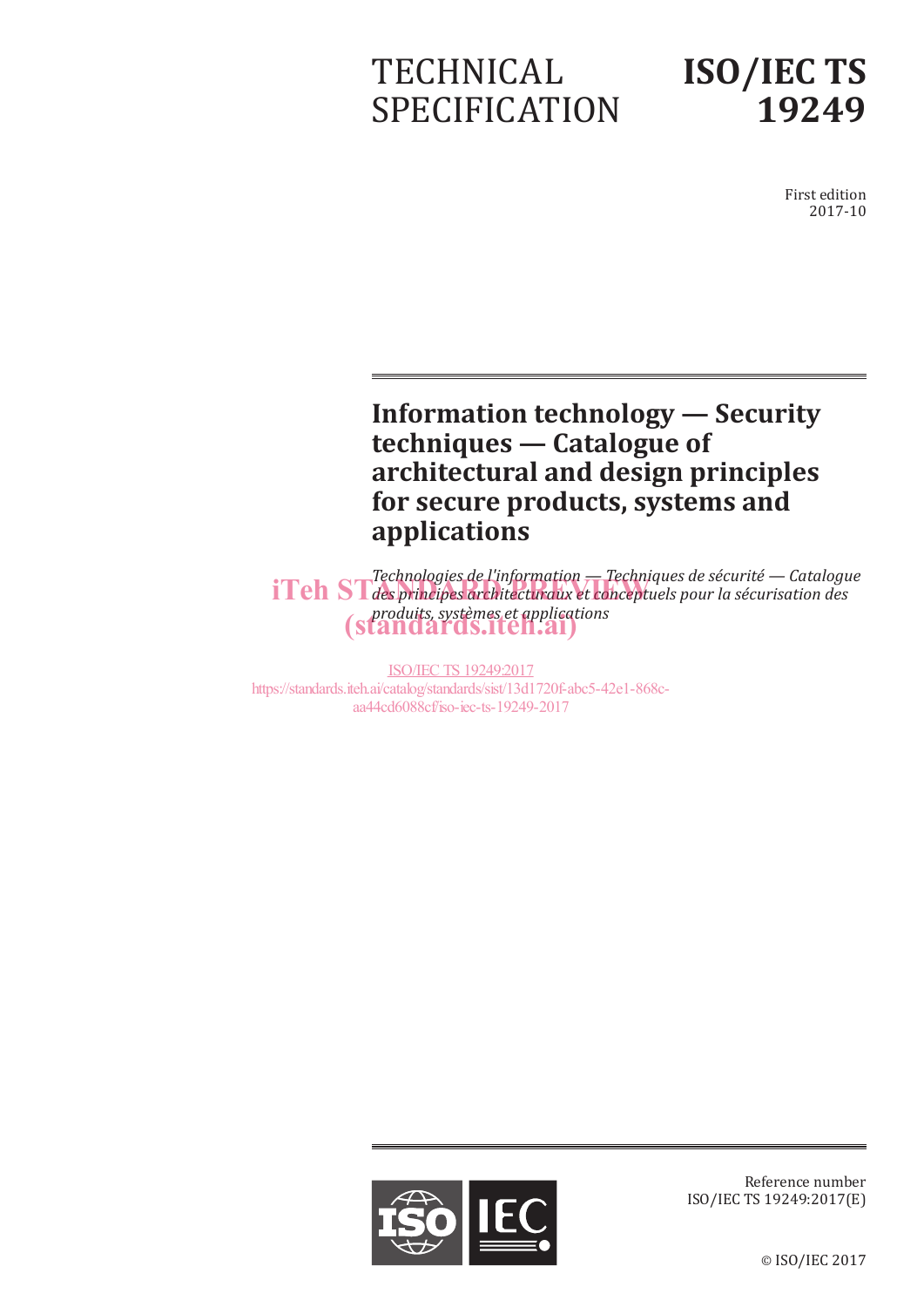TECHNICAL SPECIFICATION

# ISO/IEC TS 19249

First edition
2017-10

# Information technology — Security techniques — Catalogue of architectural and design principles for secure products, systems and applications

*Technologies de l'information — Techniques de sécurité — Catalogue des principes architecturaux et conceptuels pour la sécurisation des produits, systèmes et applications*

iTeh STANDARD PREVIEW
(standards.iteh.ai)

ISO/IEC TS 19249:2017
https://standards.iteh.ai/catalog/standards/sist/13d1720f-abc5-42e1-868c-aa44cd6088cf/iso-iec-ts-19249-2017

Reference number
ISO/IEC TS 19249:2017(E)

© ISO/IEC 2017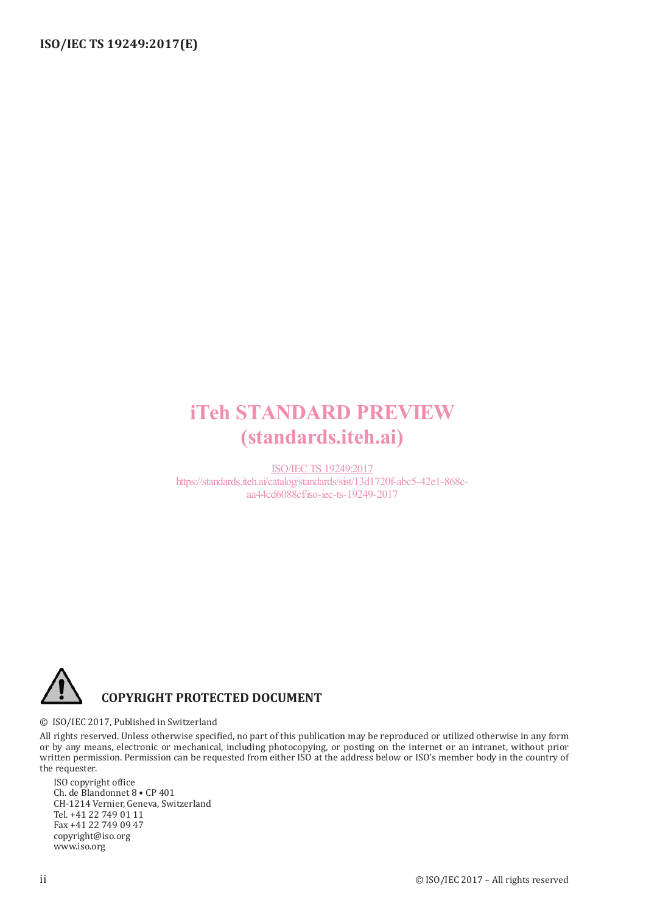iTeh STANDARD PREVIEW
(standards.iteh.ai)

ISO/IEC TS 19249:2017
https://standards.iteh.ai/catalog/standards/sist/13d1720f-abc5-42e1-868c-aa44cd6088cf/iso-iec-ts-19249-2017

**COPYRIGHT PROTECTED DOCUMENT**

© ISO/IEC 2017, Published in Switzerland

All rights reserved. Unless otherwise specified, no part of this publication may be reproduced or utilized otherwise in any form or by any means, electronic or mechanical, including photocopying, or posting on the internet or an intranet, without prior written permission. Permission can be requested from either ISO at the address below or ISO's member body in the country of the requester.

ISO copyright office
Ch. de Blandonnet 8 • CP 401
CH-1214 Vernier, Geneva, Switzerland
Tel. +41 22 749 01 11
Fax +41 22 749 09 47
copyright@iso.org
www.iso.org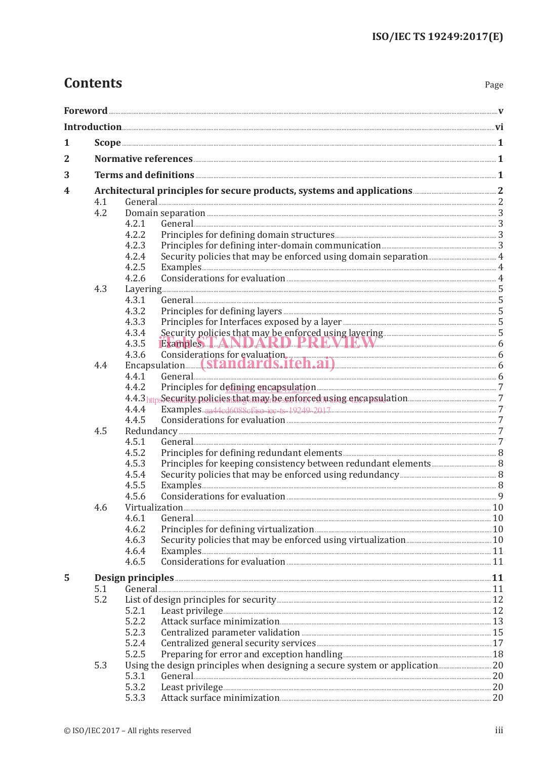# Contents

Page

| | | |
|---|---|---|
| **Foreword** | | **v** |
| **Introduction** | | **vi** |
| **1** | **Scope** | **1** |
| **2** | **Normative references** | **1** |
| **3** | **Terms and definitions** | **1** |
| **4** | **Architectural principles for secure products, systems and applications** | **2** |
| 4.1 | General | 2 |
| 4.2 | Domain separation | 3 |
| 4.2.1 | General | 3 |
| 4.2.2 | Principles for defining domain structures | 3 |
| 4.2.3 | Principles for defining inter-domain communication | 3 |
| 4.2.4 | Security policies that may be enforced using domain separation | 4 |
| 4.2.5 | Examples | 4 |
| 4.2.6 | Considerations for evaluation | 4 |
| 4.3 | Layering | 5 |
| 4.3.1 | General | 5 |
| 4.3.2 | Principles for defining layers | 5 |
| 4.3.3 | Principles for Interfaces exposed by a layer | 5 |
| 4.3.4 | Security policies that may be enforced using layering | 5 |
| 4.3.5 | Examples | 6 |
| 4.3.6 | Considerations for evaluation | 6 |
| 4.4 | Encapsulation | 6 |
| 4.4.1 | General | 6 |
| 4.4.2 | Principles for defining encapsulation | 7 |
| 4.4.3 | Security policies that may be enforced using encapsulation | 7 |
| 4.4.4 | Examples | 7 |
| 4.4.5 | Considerations for evaluation | 7 |
| 4.5 | Redundancy | 7 |
| 4.5.1 | General | 7 |
| 4.5.2 | Principles for defining redundant elements | 8 |
| 4.5.3 | Principles for keeping consistency between redundant elements | 8 |
| 4.5.4 | Security policies that may be enforced using redundancy | 8 |
| 4.5.5 | Examples | 8 |
| 4.5.6 | Considerations for evaluation | 9 |
| 4.6 | Virtualization | 10 |
| 4.6.1 | General | 10 |
| 4.6.2 | Principles for defining virtualization | 10 |
| 4.6.3 | Security policies that may be enforced using virtualization | 10 |
| 4.6.4 | Examples | 11 |
| 4.6.5 | Considerations for evaluation | 11 |
| **5** | **Design principles** | **11** |
| 5.1 | General | 11 |
| 5.2 | List of design principles for security | 12 |
| 5.2.1 | Least privilege | 12 |
| 5.2.2 | Attack surface minimization | 13 |
| 5.2.3 | Centralized parameter validation | 15 |
| 5.2.4 | Centralized general security services | 17 |
| 5.2.5 | Preparing for error and exception handling | 18 |
| 5.3 | Using the design principles when designing a secure system or application | 20 |
| 5.3.1 | General | 20 |
| 5.3.2 | Least privilege | 20 |
| 5.3.3 | Attack surface minimization | 20 |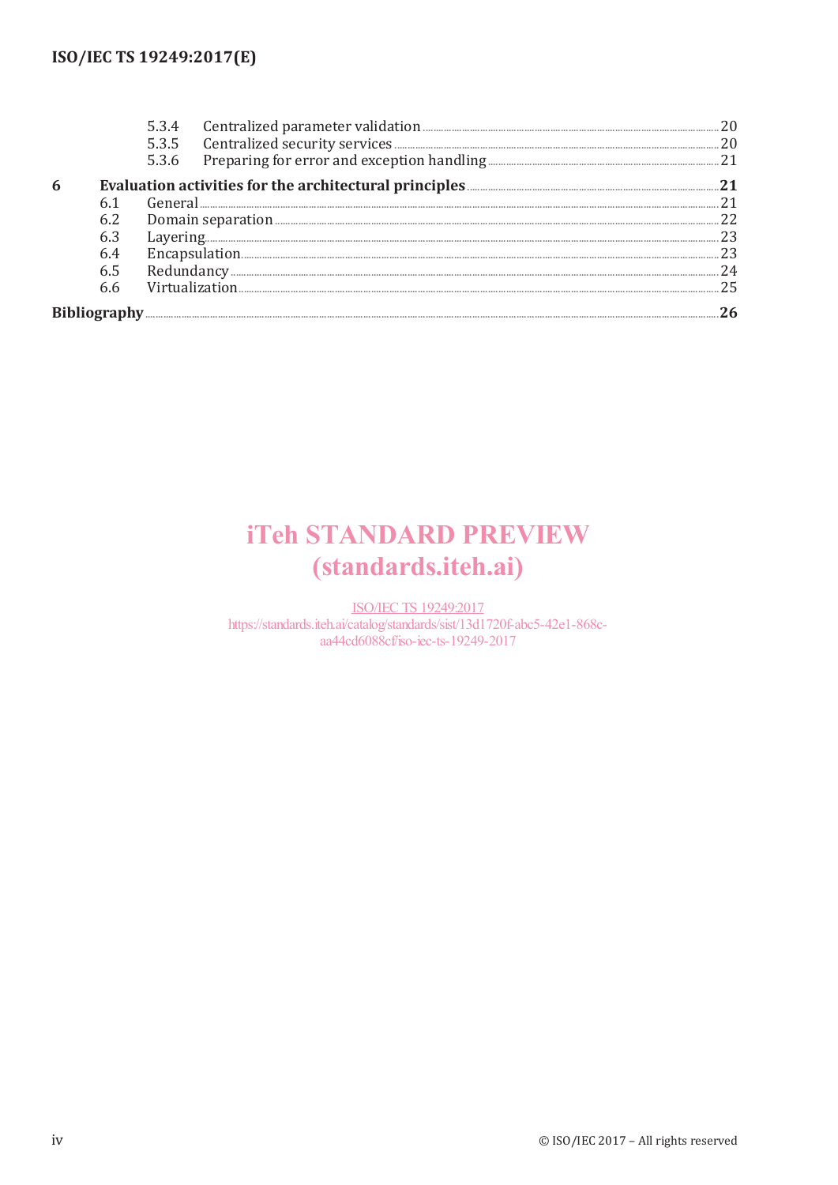| | | | |
|---|---|---|---|
| | 5.3.4 | Centralized parameter validation | 20 |
| | 5.3.5 | Centralized security services | 20 |
| | 5.3.6 | Preparing for error and exception handling | 21 |
| **6** | **Evaluation activities for the architectural principles** | | **21** |
| | 6.1 | General | 21 |
| | 6.2 | Domain separation | 22 |
| | 6.3 | Layering | 23 |
| | 6.4 | Encapsulation | 23 |
| | 6.5 | Redundancy | 24 |
| | 6.6 | Virtualization | 25 |
| **Bibliography** | | | **26** |

iTeh STANDARD PREVIEW
(standards.iteh.ai)

ISO/IEC TS 19249:2017
https://standards.iteh.ai/catalog/standards/sist/13d1720f-abc5-42e1-868c-aa44cd6088cf/iso-iec-ts-19249-2017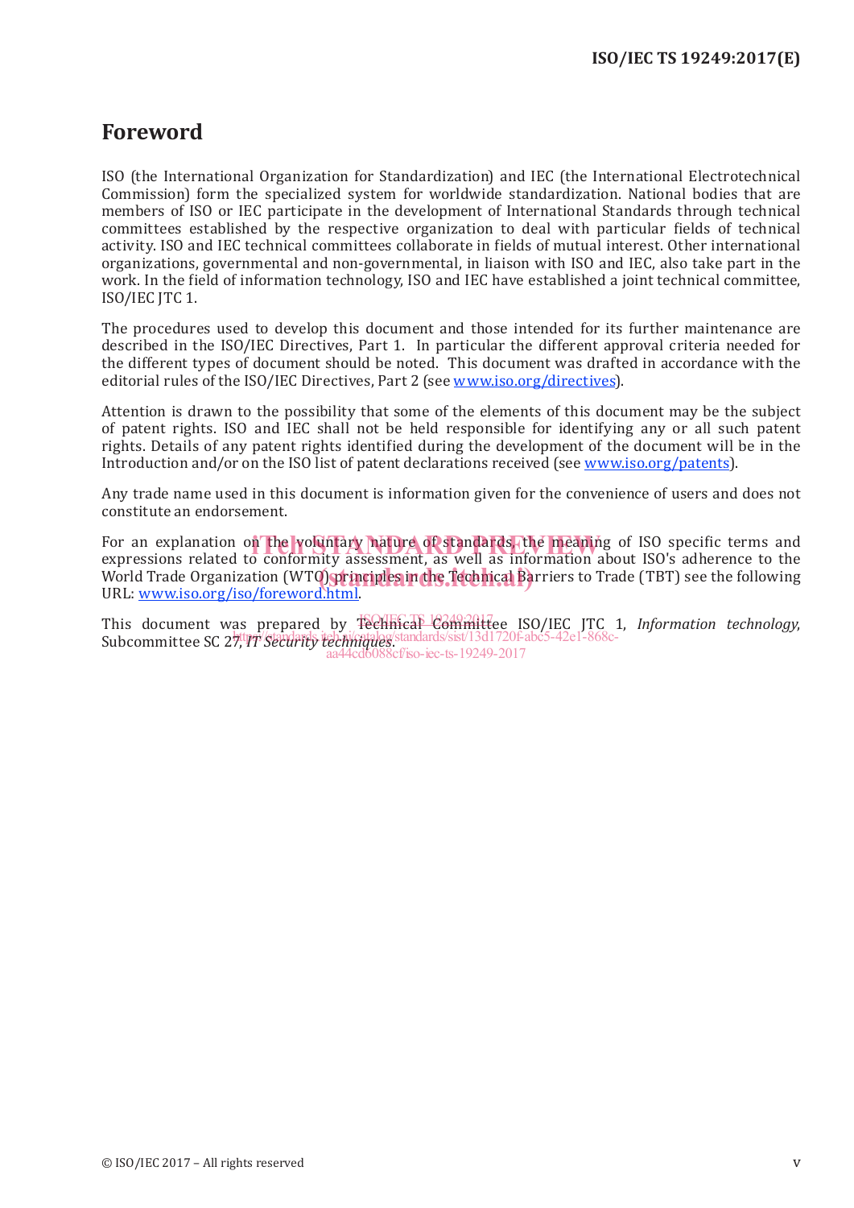# Foreword

ISO (the International Organization for Standardization) and IEC (the International Electrotechnical Commission) form the specialized system for worldwide standardization. National bodies that are members of ISO or IEC participate in the development of International Standards through technical committees established by the respective organization to deal with particular fields of technical activity. ISO and IEC technical committees collaborate in fields of mutual interest. Other international organizations, governmental and non-governmental, in liaison with ISO and IEC, also take part in the work. In the field of information technology, ISO and IEC have established a joint technical committee, ISO/IEC JTC 1.

The procedures used to develop this document and those intended for its further maintenance are described in the ISO/IEC Directives, Part 1. In particular the different approval criteria needed for the different types of document should be noted. This document was drafted in accordance with the editorial rules of the ISO/IEC Directives, Part 2 (see www.iso.org/directives).

Attention is drawn to the possibility that some of the elements of this document may be the subject of patent rights. ISO and IEC shall not be held responsible for identifying any or all such patent rights. Details of any patent rights identified during the development of the document will be in the Introduction and/or on the ISO list of patent declarations received (see www.iso.org/patents).

Any trade name used in this document is information given for the convenience of users and does not constitute an endorsement.

For an explanation on the voluntary nature of standards, the meaning of ISO specific terms and expressions related to conformity assessment, as well as information about ISO's adherence to the World Trade Organization (WTO) principles in the Technical Barriers to Trade (TBT) see the following URL: www.iso.org/iso/foreword.html.

This document was prepared by Technical Committee ISO/IEC JTC 1, *Information technology*, Subcommittee SC 27, *IT Security techniques*.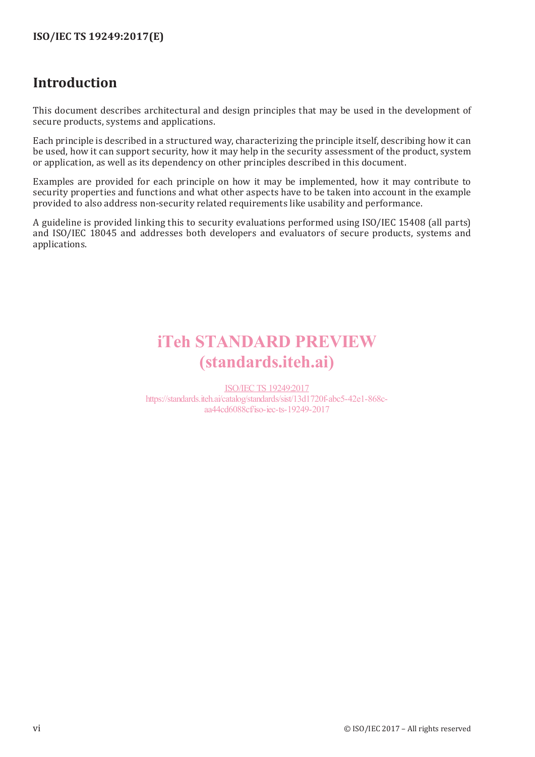# Introduction

This document describes architectural and design principles that may be used in the development of secure products, systems and applications.

Each principle is described in a structured way, characterizing the principle itself, describing how it can be used, how it can support security, how it may help in the security assessment of the product, system or application, as well as its dependency on other principles described in this document.

Examples are provided for each principle on how it may be implemented, how it may contribute to security properties and functions and what other aspects have to be taken into account in the example provided to also address non-security related requirements like usability and performance.

A guideline is provided linking this to security evaluations performed using ISO/IEC 15408 (all parts) and ISO/IEC 18045 and addresses both developers and evaluators of secure products, systems and applications.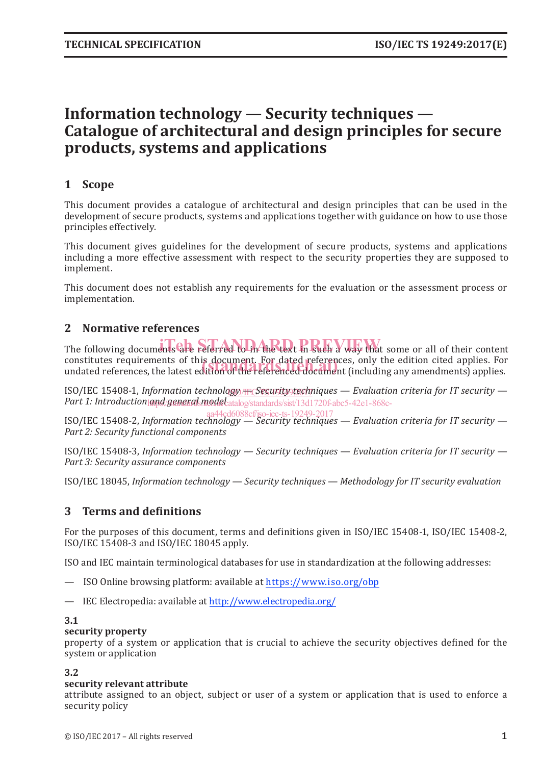# Information technology — Security techniques — Catalogue of architectural and design principles for secure products, systems and applications

## 1 Scope

This document provides a catalogue of architectural and design principles that can be used in the development of secure products, systems and applications together with guidance on how to use those principles effectively.

This document gives guidelines for the development of secure products, systems and applications including a more effective assessment with respect to the security properties they are supposed to implement.

This document does not establish any requirements for the evaluation or the assessment process or implementation.

## 2 Normative references

The following documents are referred to in the text in such a way that some or all of their content constitutes requirements of this document. For dated references, only the edition cited applies. For undated references, the latest edition of the referenced document (including any amendments) applies.

ISO/IEC 15408-1, *Information technology — Security techniques — Evaluation criteria for IT security — Part 1: Introduction and general model*

ISO/IEC 15408-2, *Information technology — Security techniques — Evaluation criteria for IT security — Part 2: Security functional components*

ISO/IEC 15408-3, *Information technology — Security techniques — Evaluation criteria for IT security — Part 3: Security assurance components*

ISO/IEC 18045, *Information technology — Security techniques — Methodology for IT security evaluation*

## 3 Terms and definitions

For the purposes of this document, terms and definitions given in ISO/IEC 15408-1, ISO/IEC 15408-2, ISO/IEC 15408-3 and ISO/IEC 18045 apply.

ISO and IEC maintain terminological databases for use in standardization at the following addresses:

— ISO Online browsing platform: available at https://www.iso.org/obp

— IEC Electropedia: available at http://www.electropedia.org/

**3.1**
**security property**
property of a system or application that is crucial to achieve the security objectives defined for the system or application

**3.2**
**security relevant attribute**
attribute assigned to an object, subject or user of a system or application that is used to enforce a security policy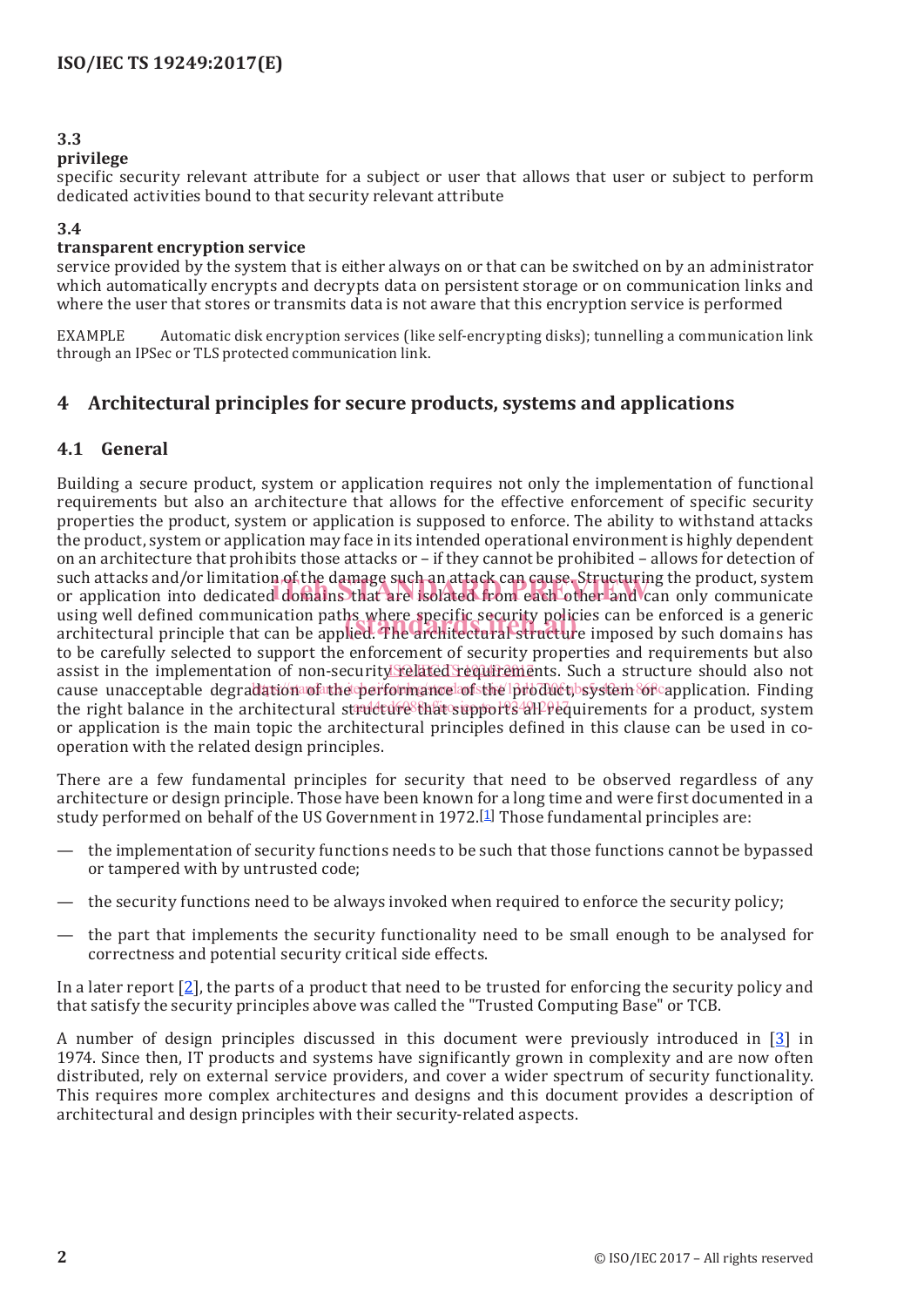### 3.3
**privilege**

specific security relevant attribute for a subject or user that allows that user or subject to perform dedicated activities bound to that security relevant attribute

### 3.4
**transparent encryption service**

service provided by the system that is either always on or that can be switched on by an administrator which automatically encrypts and decrypts data on persistent storage or on communication links and where the user that stores or transmits data is not aware that this encryption service is performed

EXAMPLE Automatic disk encryption services (like self-encrypting disks); tunnelling a communication link through an IPSec or TLS protected communication link.

## 4 Architectural principles for secure products, systems and applications

### 4.1 General

Building a secure product, system or application requires not only the implementation of functional requirements but also an architecture that allows for the effective enforcement of specific security properties the product, system or application is supposed to enforce. The ability to withstand attacks the product, system or application may face in its intended operational environment is highly dependent on an architecture that prohibits those attacks or – if they cannot be prohibited – allows for detection of such attacks and/or limitation of the damage such an attack can cause. Structuring the product, system or application into dedicated domains that are isolated from each other and can only communicate using well defined communication paths where specific security policies can be enforced is a generic architectural principle that can be applied. The architectural structure imposed by such domains has to be carefully selected to support the enforcement of security properties and requirements but also assist in the implementation of non-security related requirements. Such a structure should also not cause unacceptable degradation of the performance of the product, system or application. Finding the right balance in the architectural structure that supports all requirements for a product, system or application is the main topic the architectural principles defined in this clause can be used in co-operation with the related design principles.

There are a few fundamental principles for security that need to be observed regardless of any architecture or design principle. Those have been known for a long time and were first documented in a study performed on behalf of the US Government in 1972.[1] Those fundamental principles are:

— the implementation of security functions needs to be such that those functions cannot be bypassed or tampered with by untrusted code;

— the security functions need to be always invoked when required to enforce the security policy;

— the part that implements the security functionality need to be small enough to be analysed for correctness and potential security critical side effects.

In a later report [2], the parts of a product that need to be trusted for enforcing the security policy and that satisfy the security principles above was called the "Trusted Computing Base" or TCB.

A number of design principles discussed in this document were previously introduced in [3] in 1974. Since then, IT products and systems have significantly grown in complexity and are now often distributed, rely on external service providers, and cover a wider spectrum of security functionality. This requires more complex architectures and designs and this document provides a description of architectural and design principles with their security-related aspects.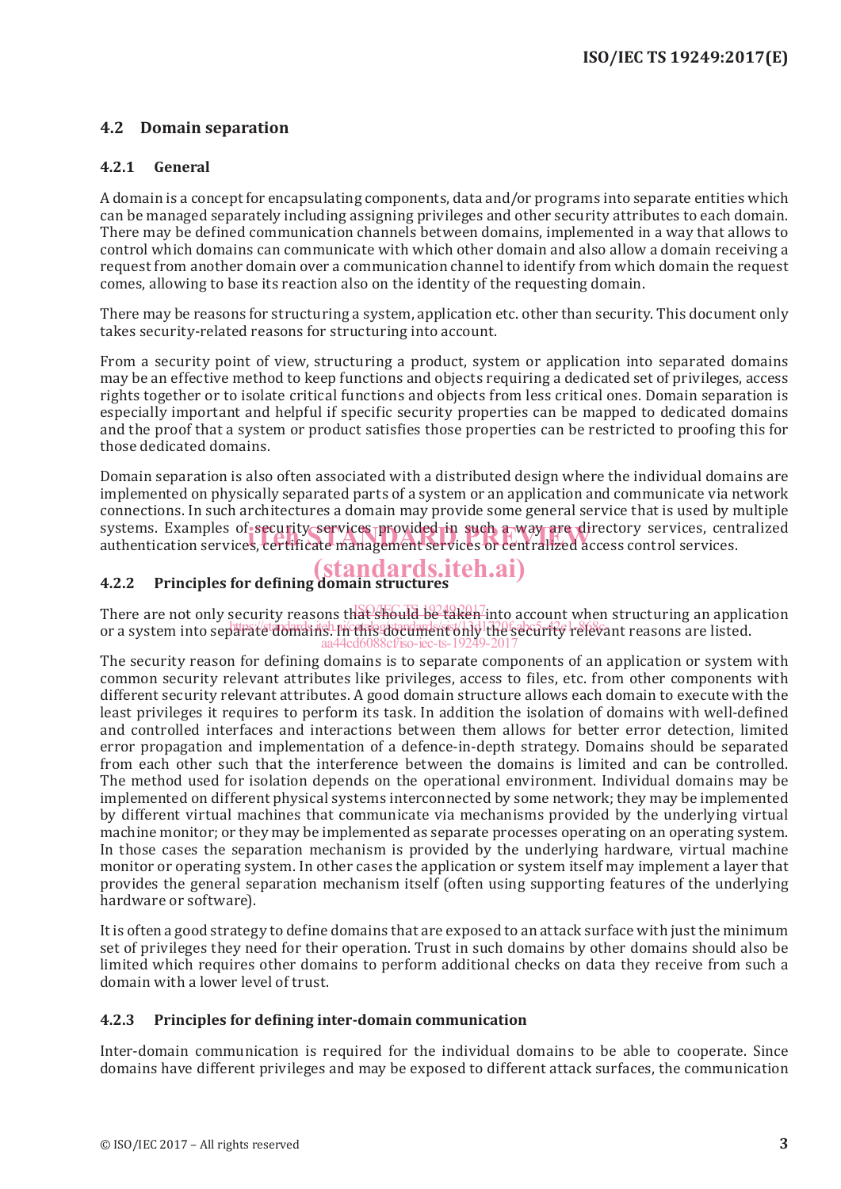## 4.2 Domain separation

### 4.2.1 General

A domain is a concept for encapsulating components, data and/or programs into separate entities which can be managed separately including assigning privileges and other security attributes to each domain. There may be defined communication channels between domains, implemented in a way that allows to control which domains can communicate with which other domain and also allow a domain receiving a request from another domain over a communication channel to identify from which domain the request comes, allowing to base its reaction also on the identity of the requesting domain.

There may be reasons for structuring a system, application etc. other than security. This document only takes security-related reasons for structuring into account.

From a security point of view, structuring a product, system or application into separated domains may be an effective method to keep functions and objects requiring a dedicated set of privileges, access rights together or to isolate critical functions and objects from less critical ones. Domain separation is especially important and helpful if specific security properties can be mapped to dedicated domains and the proof that a system or product satisfies those properties can be restricted to proofing this for those dedicated domains.

Domain separation is also often associated with a distributed design where the individual domains are implemented on physically separated parts of a system or an application and communicate via network connections. In such architectures a domain may provide some general service that is used by multiple systems. Examples of security services provided in such a way are directory services, centralized authentication services, certificate management services or centralized access control services.

### 4.2.2 Principles for defining domain structures

There are not only security reasons that should be taken into account when structuring an application or a system into separate domains. In this document only the security relevant reasons are listed.

The security reason for defining domains is to separate components of an application or system with common security relevant attributes like privileges, access to files, etc. from other components with different security relevant attributes. A good domain structure allows each domain to execute with the least privileges it requires to perform its task. In addition the isolation of domains with well-defined and controlled interfaces and interactions between them allows for better error detection, limited error propagation and implementation of a defence-in-depth strategy. Domains should be separated from each other such that the interference between the domains is limited and can be controlled. The method used for isolation depends on the operational environment. Individual domains may be implemented on different physical systems interconnected by some network; they may be implemented by different virtual machines that communicate via mechanisms provided by the underlying virtual machine monitor; or they may be implemented as separate processes operating on an operating system. In those cases the separation mechanism is provided by the underlying hardware, virtual machine monitor or operating system. In other cases the application or system itself may implement a layer that provides the general separation mechanism itself (often using supporting features of the underlying hardware or software).

It is often a good strategy to define domains that are exposed to an attack surface with just the minimum set of privileges they need for their operation. Trust in such domains by other domains should also be limited which requires other domains to perform additional checks on data they receive from such a domain with a lower level of trust.

### 4.2.3 Principles for defining inter-domain communication

Inter-domain communication is required for the individual domains to be able to cooperate. Since domains have different privileges and may be exposed to different attack surfaces, the communication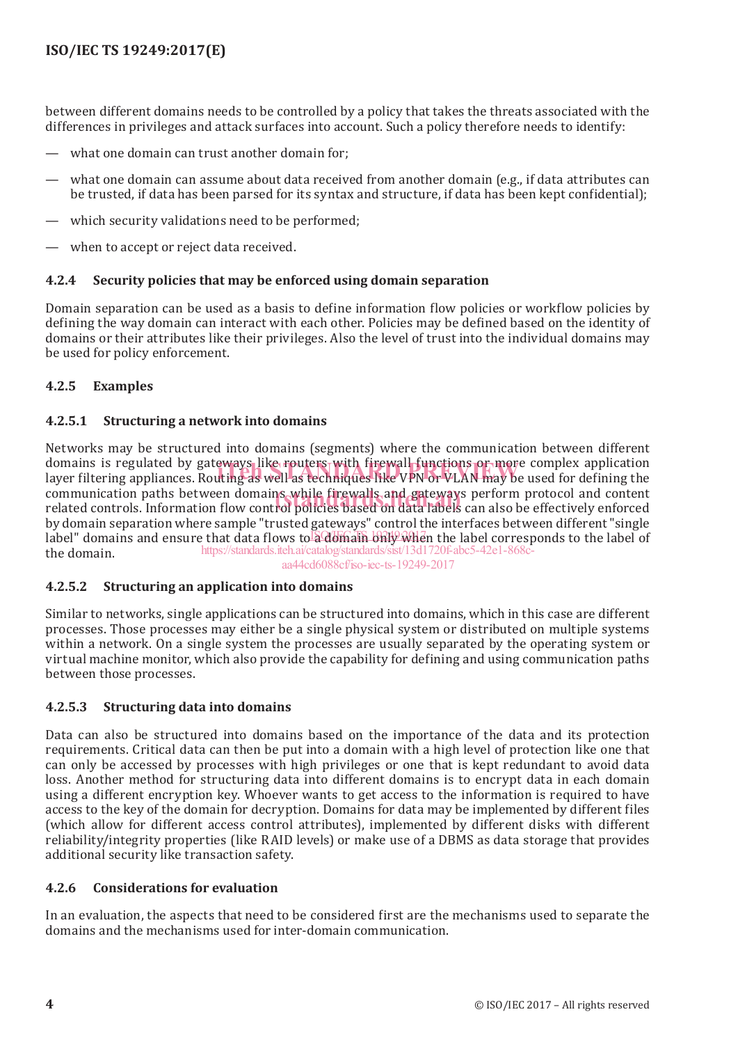between different domains needs to be controlled by a policy that takes the threats associated with the differences in privileges and attack surfaces into account. Such a policy therefore needs to identify:

- what one domain can trust another domain for;
- what one domain can assume about data received from another domain (e.g., if data attributes can be trusted, if data has been parsed for its syntax and structure, if data has been kept confidential);
- which security validations need to be performed;
- when to accept or reject data received.

### 4.2.4 Security policies that may be enforced using domain separation

Domain separation can be used as a basis to define information flow policies or workflow policies by defining the way domain can interact with each other. Policies may be defined based on the identity of domains or their attributes like their privileges. Also the level of trust into the individual domains may be used for policy enforcement.

### 4.2.5 Examples

#### 4.2.5.1 Structuring a network into domains

Networks may be structured into domains (segments) where the communication between different domains is regulated by gateways like routers with firewall functions or more complex application layer filtering appliances. Routing as well as techniques like VPN or VLAN may be used for defining the communication paths between domains while firewalls and gateways perform protocol and content related controls. Information flow control policies based on data labels can also be effectively enforced by domain separation where sample "trusted gateways" control the interfaces between different "single label" domains and ensure that data flows to a domain only when the label corresponds to the label of the domain.

#### 4.2.5.2 Structuring an application into domains

Similar to networks, single applications can be structured into domains, which in this case are different processes. Those processes may either be a single physical system or distributed on multiple systems within a network. On a single system the processes are usually separated by the operating system or virtual machine monitor, which also provide the capability for defining and using communication paths between those processes.

#### 4.2.5.3 Structuring data into domains

Data can also be structured into domains based on the importance of the data and its protection requirements. Critical data can then be put into a domain with a high level of protection like one that can only be accessed by processes with high privileges or one that is kept redundant to avoid data loss. Another method for structuring data into different domains is to encrypt data in each domain using a different encryption key. Whoever wants to get access to the information is required to have access to the key of the domain for decryption. Domains for data may be implemented by different files (which allow for different access control attributes), implemented by different disks with different reliability/integrity properties (like RAID levels) or make use of a DBMS as data storage that provides additional security like transaction safety.

### 4.2.6 Considerations for evaluation

In an evaluation, the aspects that need to be considered first are the mechanisms used to separate the domains and the mechanisms used for inter-domain communication.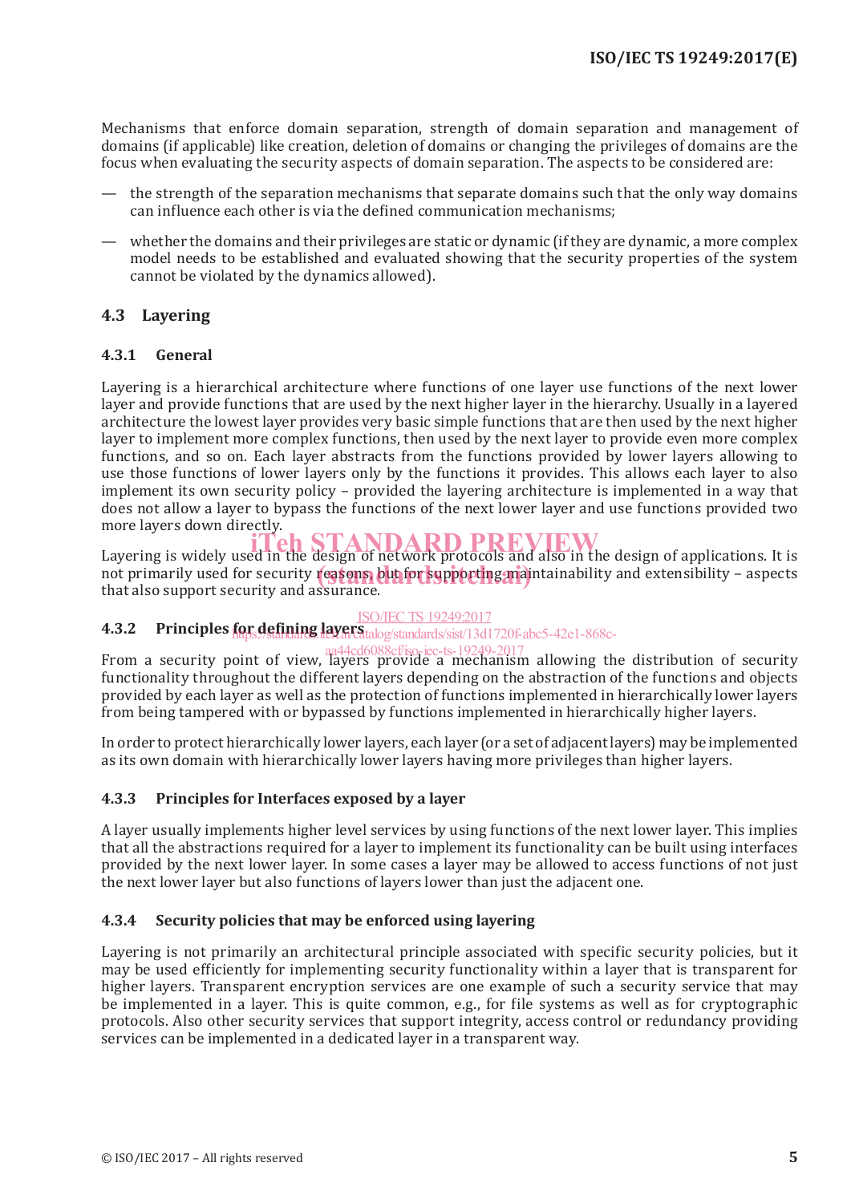Mechanisms that enforce domain separation, strength of domain separation and management of domains (if applicable) like creation, deletion of domains or changing the privileges of domains are the focus when evaluating the security aspects of domain separation. The aspects to be considered are:

— the strength of the separation mechanisms that separate domains such that the only way domains can influence each other is via the defined communication mechanisms;

— whether the domains and their privileges are static or dynamic (if they are dynamic, a more complex model needs to be established and evaluated showing that the security properties of the system cannot be violated by the dynamics allowed).

## 4.3 Layering

### 4.3.1 General

Layering is a hierarchical architecture where functions of one layer use functions of the next lower layer and provide functions that are used by the next higher layer in the hierarchy. Usually in a layered architecture the lowest layer provides very basic simple functions that are then used by the next higher layer to implement more complex functions, then used by the next layer to provide even more complex functions, and so on. Each layer abstracts from the functions provided by lower layers allowing to use those functions of lower layers only by the functions it provides. This allows each layer to also implement its own security policy – provided the layering architecture is implemented in a way that does not allow a layer to bypass the functions of the next lower layer and use functions provided two more layers down directly.

Layering is widely used in the design of network protocols and also in the design of applications. It is not primarily used for security reasons, but for supporting maintainability and extensibility – aspects that also support security and assurance.

### 4.3.2 Principles for defining layers

From a security point of view, layers provide a mechanism allowing the distribution of security functionality throughout the different layers depending on the abstraction of the functions and objects provided by each layer as well as the protection of functions implemented in hierarchically lower layers from being tampered with or bypassed by functions implemented in hierarchically higher layers.

In order to protect hierarchically lower layers, each layer (or a set of adjacent layers) may be implemented as its own domain with hierarchically lower layers having more privileges than higher layers.

### 4.3.3 Principles for Interfaces exposed by a layer

A layer usually implements higher level services by using functions of the next lower layer. This implies that all the abstractions required for a layer to implement its functionality can be built using interfaces provided by the next lower layer. In some cases a layer may be allowed to access functions of not just the next lower layer but also functions of layers lower than just the adjacent one.

### 4.3.4 Security policies that may be enforced using layering

Layering is not primarily an architectural principle associated with specific security policies, but it may be used efficiently for implementing security functionality within a layer that is transparent for higher layers. Transparent encryption services are one example of such a security service that may be implemented in a layer. This is quite common, e.g., for file systems as well as for cryptographic protocols. Also other security services that support integrity, access control or redundancy providing services can be implemented in a dedicated layer in a transparent way.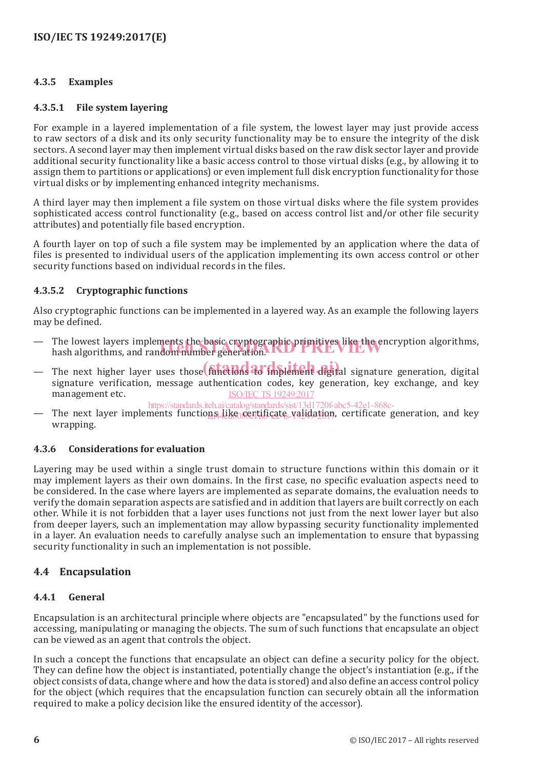#### 4.3.5 Examples

##### 4.3.5.1 File system layering

For example in a layered implementation of a file system, the lowest layer may just provide access to raw sectors of a disk and its only security functionality may be to ensure the integrity of the disk sectors. A second layer may then implement virtual disks based on the raw disk sector layer and provide additional security functionality like a basic access control to those virtual disks (e.g., by allowing it to assign them to partitions or applications) or even implement full disk encryption functionality for those virtual disks or by implementing enhanced integrity mechanisms.

A third layer may then implement a file system on those virtual disks where the file system provides sophisticated access control functionality (e.g., based on access control list and/or other file security attributes) and potentially file based encryption.

A fourth layer on top of such a file system may be implemented by an application where the data of files is presented to individual users of the application implementing its own access control or other security functions based on individual records in the files.

##### 4.3.5.2 Cryptographic functions

Also cryptographic functions can be implemented in a layered way. As an example the following layers may be defined.

— The lowest layers implements the basic cryptographic primitives like the encryption algorithms, hash algorithms, and random number generation.

— The next higher layer uses those functions to implement digital signature generation, digital signature verification, message authentication codes, key generation, key exchange, and key management etc.

— The next layer implements functions like certificate validation, certificate generation, and key wrapping.

#### 4.3.6 Considerations for evaluation

Layering may be used within a single trust domain to structure functions within this domain or it may implement layers as their own domains. In the first case, no specific evaluation aspects need to be considered. In the case where layers are implemented as separate domains, the evaluation needs to verify the domain separation aspects are satisfied and in addition that layers are built correctly on each other. While it is not forbidden that a layer uses functions not just from the next lower layer but also from deeper layers, such an implementation may allow bypassing security functionality implemented in a layer. An evaluation needs to carefully analyse such an implementation to ensure that bypassing security functionality in such an implementation is not possible.

### 4.4 Encapsulation

#### 4.4.1 General

Encapsulation is an architectural principle where objects are "encapsulated" by the functions used for accessing, manipulating or managing the objects. The sum of such functions that encapsulate an object can be viewed as an agent that controls the object.

In such a concept the functions that encapsulate an object can define a security policy for the object. They can define how the object is instantiated, potentially change the object's instantiation (e.g., if the object consists of data, change where and how the data is stored) and also define an access control policy for the object (which requires that the encapsulation function can securely obtain all the information required to make a policy decision like the ensured identity of the accessor).